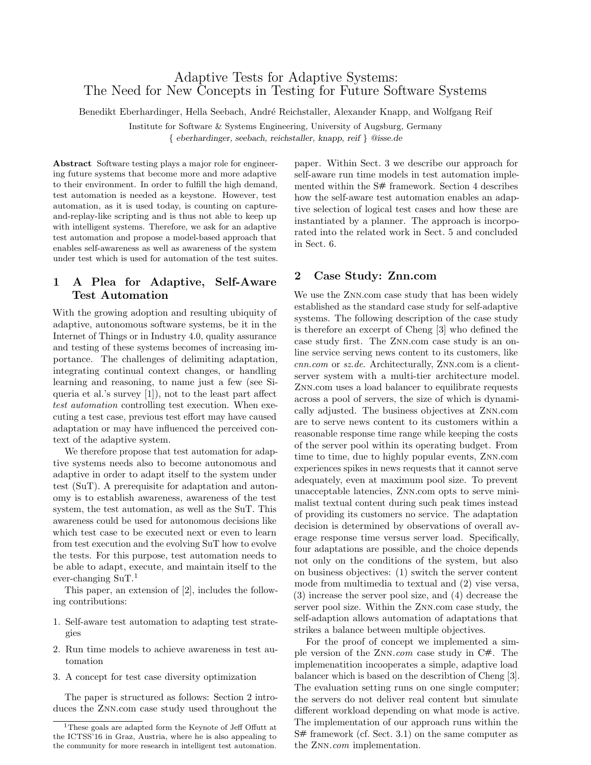# Adaptive Tests for Adaptive Systems: The Need for New Concepts in Testing for Future Software Systems

Benedikt Eberhardinger, Hella Seebach, André Reichstaller, Alexander Knapp, and Wolfgang Reif

Institute for Software & Systems Engineering, University of Augsburg, Germany
{ *eberhardinger, seebach, reichstaller, knapp, reif* } *@isse.de*

**Abstract** Software testing plays a major role for engineering future systems that become more and more adaptive to their environment. In order to fulfill the high demand, test automation is needed as a keystone. However, test automation, as it is used today, is counting on capture-and-replay-like scripting and is thus not able to keep up with intelligent systems. Therefore, we ask for an adaptive test automation and propose a model-based approach that enables self-awareness as well as awareness of the system under test which is used for automation of the test suites.

## 1 A Plea for Adaptive, Self-Aware Test Automation

With the growing adoption and resulting ubiquity of adaptive, autonomous software systems, be it in the Internet of Things or in Industry 4.0, quality assurance and testing of these systems becomes of increasing importance. The challenges of delimiting adaptation, integrating continual context changes, or handling learning and reasoning, to name just a few (see Siqueria et al.'s survey [1]), not to the least part affect *test automation* controlling test execution. When executing a test case, previous test effort may have caused adaptation or may have influenced the perceived context of the adaptive system.

We therefore propose that test automation for adaptive systems needs also to become autonomous and adaptive in order to adapt itself to the system under test (SuT). A prerequisite for adaptation and autonomy is to establish awareness, awareness of the test system, the test automation, as well as the SuT. This awareness could be used for autonomous decisions like which test case to be executed next or even to learn from test execution and the evolving SuT how to evolve the tests. For this purpose, test automation needs to be able to adapt, execute, and maintain itself to the ever-changing SuT.[1]

This paper, an extension of [2], includes the following contributions:

1. Self-aware test automation to adapting test strategies
2. Run time models to achieve awareness in test automation
3. A concept for test case diversity optimization

The paper is structured as follows: Section 2 introduces the ZNN.com case study used throughout the paper. Within Sect. 3 we describe our approach for self-aware run time models in test automation implemented within the S# framework. Section 4 describes how the self-aware test automation enables an adaptive selection of logical test cases and how these are instantiated by a planner. The approach is incorporated into the related work in Sect. 5 and concluded in Sect. 6.

## 2 Case Study: Znn.com

We use the ZNN.com case study that has been widely established as the standard case study for self-adaptive systems. The following description of the case study is therefore an excerpt of Cheng [3] who defined the case study first. The ZNN.com case study is an online service serving news content to its customers, like *cnn.com* or *sz.de*. Architecturally, ZNN.com is a client-server system with a multi-tier architecture model. ZNN.com uses a load balancer to equilibrate requests across a pool of servers, the size of which is dynamically adjusted. The business objectives at ZNN.com are to serve news content to its customers within a reasonable response time range while keeping the costs of the server pool within its operating budget. From time to time, due to highly popular events, ZNN.com experiences spikes in news requests that it cannot serve adequately, even at maximum pool size. To prevent unacceptable latencies, ZNN.com opts to serve minimalist textual content during such peak times instead of providing its customers no service. The adaptation decision is determined by observations of overall average response time versus server load. Specifically, four adaptations are possible, and the choice depends not only on the conditions of the system, but also on business objectives: (1) switch the server content mode from multimedia to textual and (2) vise versa, (3) increase the server pool size, and (4) decrease the server pool size. Within the ZNN.com case study, the self-adaption allows automation of adaptations that strikes a balance between multiple objectives.

For the proof of concept we implemented a simple version of the ZNN.*com* case study in C#. The implemenatition incooperates a simple, adaptive load balancer which is based on the describtion of Cheng [3]. The evaluation setting runs on one single computer; the servers do not deliver real content but simulate different workload depending on what mode is active. The implementation of our approach runs within the S# framework (cf. Sect. 3.1) on the same computer as the ZNN.*com* implementation.

[1]These goals are adapted form the Keynote of Jeff Offutt at the ICTSS'16 in Graz, Austria, where he is also appealing to the community for more research in intelligent test automation.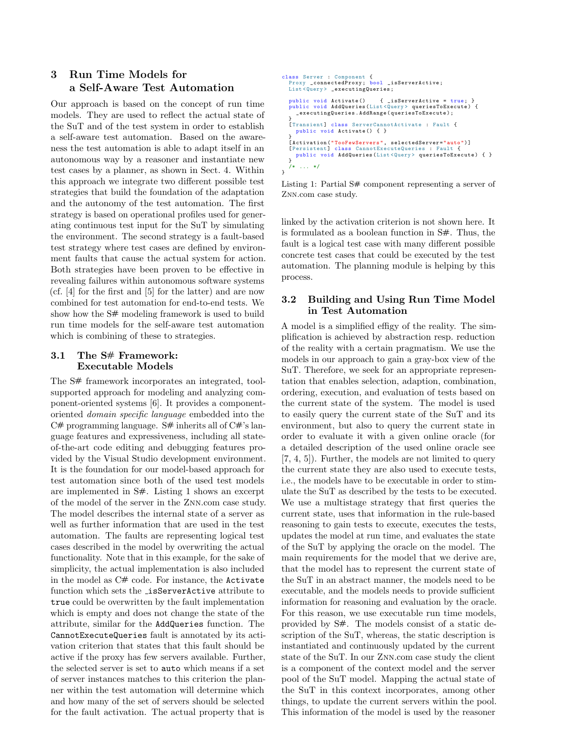## 3 Run Time Models for a Self-Aware Test Automation

Our approach is based on the concept of run time models. They are used to reflect the actual state of the SuT and of the test system in order to establish a self-aware test automation. Based on the awareness the test automation is able to adapt itself in an autonomous way by a reasoner and instantiate new test cases by a planner, as shown in Sect. 4. Within this approach we integrate two different possible test strategies that build the foundation of the adaptation and the autonomy of the test automation. The first strategy is based on operational profiles used for generating continuous test input for the SuT by simulating the environment. The second strategy is a fault-based test strategy where test cases are defined by environment faults that cause the actual system for action. Both strategies have been proven to be effective in revealing failures within autonomous software systems (cf. [4] for the first and [5] for the latter) and are now combined for test automation for end-to-end tests. We show how the S# modeling framework is used to build run time models for the self-aware test automation which is combining of these to strategies.

### 3.1 The S# Framework: Executable Models

The S# framework incorporates an integrated, tool-supported approach for modeling and analyzing component-oriented systems [6]. It provides a component-oriented *domain specific language* embedded into the C# programming language. S# inherits all of C#'s language features and expressiveness, including all state-of-the-art code editing and debugging features provided by the Visual Studio development environment. It is the foundation for our model-based approach for test automation since both of the used test models are implemented in S#. Listing 1 shows an excerpt of the model of the server in the Znn.com case study. The model describes the internal state of a server as well as further information that are used in the test automation. The faults are representing logical test cases described in the model by overwriting the actual functionality. Note that in this example, for the sake of simplicity, the actual implementation is also included in the model as C# code. For instance, the `Activate` function which sets the `_isServerActive` attribute to `true` could be overwritten by the fault implementation which is empty and does not change the state of the attribute, similar for the `AddQueries` function. The `CannotExecuteQueries` fault is annotated by its activation criterion that states that this fault should be active if the proxy has few servers available. Further, the selected server is set to `auto` which means if a set of server instances matches to this criterion the planner within the test automation will determine which and how many of the set of servers should be selected for the fault activation. The actual property that is linked by the activation criterion is not shown here. It is formulated as a boolean function in S#. Thus, the fault is a logical test case with many different possible concrete test cases that could be executed by the test automation. The planning module is helping by this process.

```
class Server : Component {
  Proxy _connectedProxy; bool _isServerActive;
  List<Query> _executingQueries;

  public void Activate()    { _isServerActive = true; }
  public void AddQueries(List<Query> queriesToExecute) {
    _executingQueries.AddRange(queriesToExecute);
  }
  [Transient] class ServerCannotActivate : Fault {
    public void Activate() { }
  }
  [Activation("TooFewServers", selectedServer="auto")]
  [Persistent] class CannotExecuteQueries : Fault {
    public void AddQueries(List<Query> queriesToExecute) { }
  }
  /* ... */
}
```

Listing 1: Partial S# component representing a server of Znn.com case study.

### 3.2 Building and Using Run Time Model in Test Automation

A model is a simplified effigy of the reality. The simplification is achieved by abstraction resp. reduction of the reality with a certain pragmatism. We use the models in our approach to gain a gray-box view of the SuT. Therefore, we seek for an appropriate representation that enables selection, adaption, combination, ordering, execution, and evaluation of tests based on the current state of the system. The model is used to easily query the current state of the SuT and its environment, but also to query the current state in order to evaluate it with a given online oracle (for a detailed description of the used online oracle see [7, 4, 5]). Further, the models are not limited to query the current state they are also used to execute tests, i.e., the models have to be executable in order to stimulate the SuT as described by the tests to be executed. We use a multistage strategy that first queries the current state, uses that information in the rule-based reasoning to gain tests to execute, executes the tests, updates the model at run time, and evaluates the state of the SuT by applying the oracle on the model. The main requirements for the model that we derive are, that the model has to represent the current state of the SuT in an abstract manner, the models need to be executable, and the models needs to provide sufficient information for reasoning and evaluation by the oracle. For this reason, we use executable run time models, provided by S#. The models consist of a static description of the SuT, whereas, the static description is instantiated and continuously updated by the current state of the SuT. In our Znn.com case study the client is a component of the context model and the server pool of the SuT model. Mapping the actual state of the SuT in this context incorporates, among other things, to update the current servers within the pool. This information of the model is used by the reasoner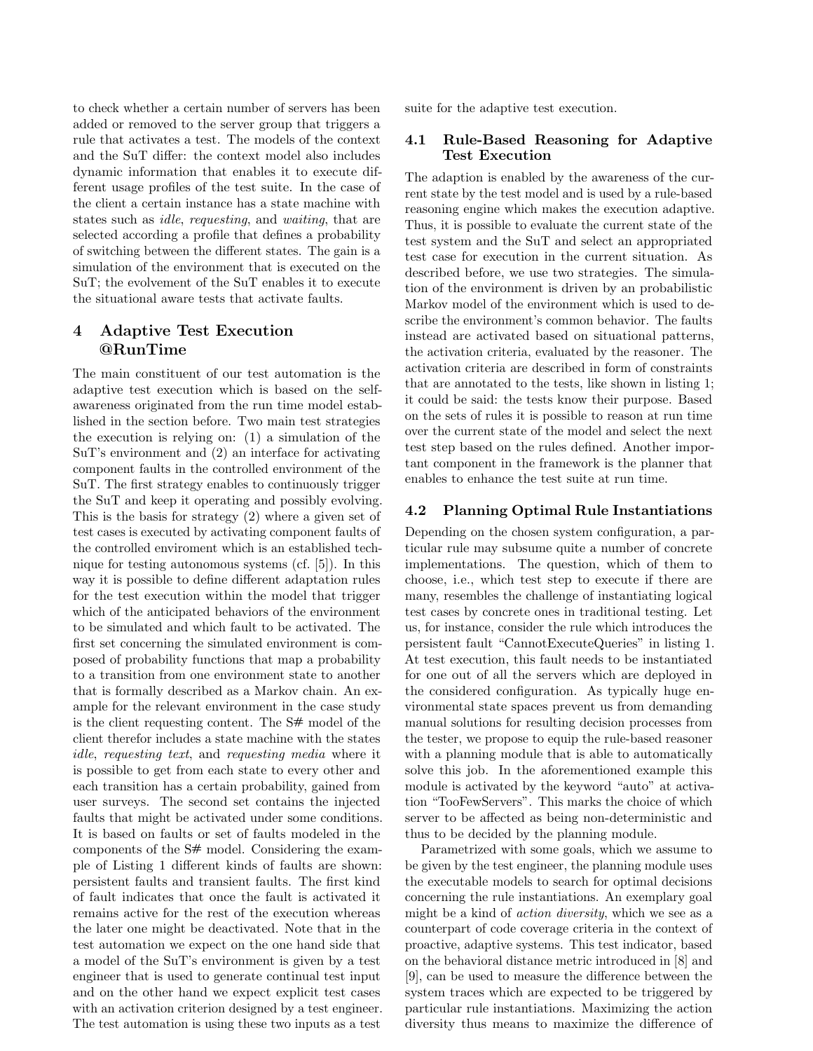to check whether a certain number of servers has been added or removed to the server group that triggers a rule that activates a test. The models of the context and the SuT differ: the context model also includes dynamic information that enables it to execute different usage profiles of the test suite. In the case of the client a certain instance has a state machine with states such as *idle*, *requesting*, and *waiting*, that are selected according a profile that defines a probability of switching between the different states. The gain is a simulation of the environment that is executed on the SuT; the evolvement of the SuT enables it to execute the situational aware tests that activate faults.

## 4 Adaptive Test Execution @RunTime

The main constituent of our test automation is the adaptive test execution which is based on the self-awareness originated from the run time model established in the section before. Two main test strategies the execution is relying on: (1) a simulation of the SuT's environment and (2) an interface for activating component faults in the controlled environment of the SuT. The first strategy enables to continuously trigger the SuT and keep it operating and possibly evolving. This is the basis for strategy (2) where a given set of test cases is executed by activating component faults of the controlled enviroment which is an established technique for testing autonomous systems (cf. [5]). In this way it is possible to define different adaptation rules for the test execution within the model that trigger which of the anticipated behaviors of the environment to be simulated and which fault to be activated. The first set concerning the simulated environment is composed of probability functions that map a probability to a transition from one environment state to another that is formally described as a Markov chain. An example for the relevant environment in the case study is the client requesting content. The S# model of the client therefor includes a state machine with the states *idle*, *requesting text*, and *requesting media* where it is possible to get from each state to every other and each transition has a certain probability, gained from user surveys. The second set contains the injected faults that might be activated under some conditions. It is based on faults or set of faults modeled in the components of the S# model. Considering the example of Listing 1 different kinds of faults are shown: persistent faults and transient faults. The first kind of fault indicates that once the fault is activated it remains active for the rest of the execution whereas the later one might be deactivated. Note that in the test automation we expect on the one hand side that a model of the SuT's environment is given by a test engineer that is used to generate continual test input and on the other hand we expect explicit test cases with an activation criterion designed by a test engineer. The test automation is using these two inputs as a test suite for the adaptive test execution.

### 4.1 Rule-Based Reasoning for Adaptive Test Execution

The adaption is enabled by the awareness of the current state by the test model and is used by a rule-based reasoning engine which makes the execution adaptive. Thus, it is possible to evaluate the current state of the test system and the SuT and select an appropriated test case for execution in the current situation. As described before, we use two strategies. The simulation of the environment is driven by an probabilistic Markov model of the environment which is used to describe the environment's common behavior. The faults instead are activated based on situational patterns, the activation criteria, evaluated by the reasoner. The activation criteria are described in form of constraints that are annotated to the tests, like shown in listing 1; it could be said: the tests know their purpose. Based on the sets of rules it is possible to reason at run time over the current state of the model and select the next test step based on the rules defined. Another important component in the framework is the planner that enables to enhance the test suite at run time.

### 4.2 Planning Optimal Rule Instantiations

Depending on the chosen system configuration, a particular rule may subsume quite a number of concrete implementations. The question, which of them to choose, i.e., which test step to execute if there are many, resembles the challenge of instantiating logical test cases by concrete ones in traditional testing. Let us, for instance, consider the rule which introduces the persistent fault "CannotExecuteQueries" in listing 1. At test execution, this fault needs to be instantiated for one out of all the servers which are deployed in the considered configuration. As typically huge environmental state spaces prevent us from demanding manual solutions for resulting decision processes from the tester, we propose to equip the rule-based reasoner with a planning module that is able to automatically solve this job. In the aforementioned example this module is activated by the keyword "auto" at activation "TooFewServers". This marks the choice of which server to be affected as being non-deterministic and thus to be decided by the planning module.

Parametrized with some goals, which we assume to be given by the test engineer, the planning module uses the executable models to search for optimal decisions concerning the rule instantiations. An exemplary goal might be a kind of *action diversity*, which we see as a counterpart of code coverage criteria in the context of proactive, adaptive systems. This test indicator, based on the behavioral distance metric introduced in [8] and [9], can be used to measure the difference between the system traces which are expected to be triggered by particular rule instantiations. Maximizing the action diversity thus means to maximize the difference of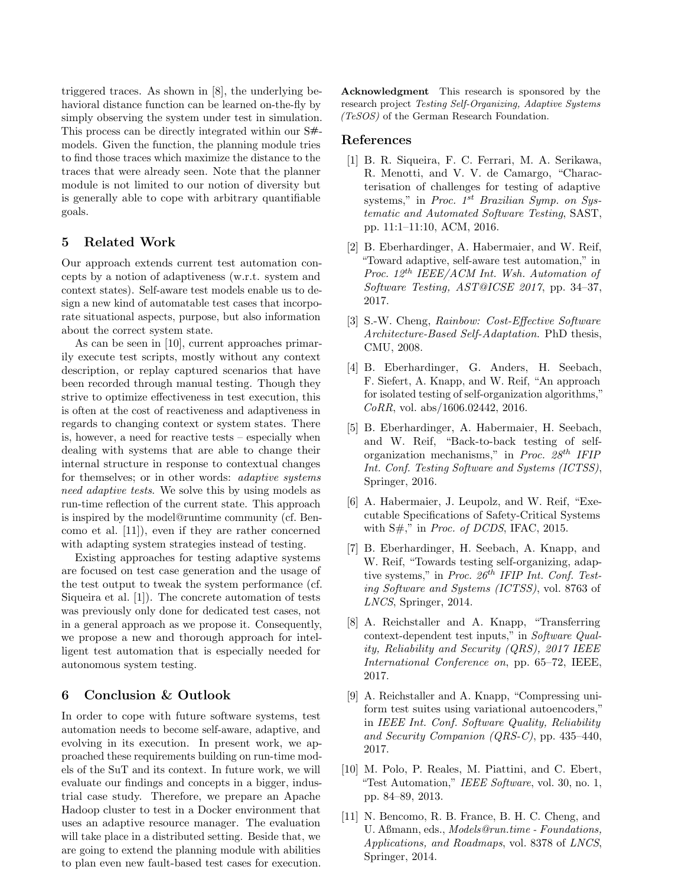triggered traces. As shown in [8], the underlying behavioral distance function can be learned on-the-fly by simply observing the system under test in simulation. This process can be directly integrated within our S#-models. Given the function, the planning module tries to find those traces which maximize the distance to the traces that were already seen. Note that the planner module is not limited to our notion of diversity but is generally able to cope with arbitrary quantifiable goals.

## 5 Related Work

Our approach extends current test automation concepts by a notion of adaptiveness (w.r.t. system and context states). Self-aware test models enable us to design a new kind of automatable test cases that incorporate situational aspects, purpose, but also information about the correct system state.

As can be seen in [10], current approaches primarily execute test scripts, mostly without any context description, or replay captured scenarios that have been recorded through manual testing. Though they strive to optimize effectiveness in test execution, this is often at the cost of reactiveness and adaptiveness in regards to changing context or system states. There is, however, a need for reactive tests – especially when dealing with systems that are able to change their internal structure in response to contextual changes for themselves; or in other words: *adaptive systems need adaptive tests*. We solve this by using models as run-time reflection of the current state. This approach is inspired by the model@runtime community (cf. Bencomo et al. [11]), even if they are rather concerned with adapting system strategies instead of testing.

Existing approaches for testing adaptive systems are focused on test case generation and the usage of the test output to tweak the system performance (cf. Siqueira et al. [1]). The concrete automation of tests was previously only done for dedicated test cases, not in a general approach as we propose it. Consequently, we propose a new and thorough approach for intelligent test automation that is especially needed for autonomous system testing.

## 6 Conclusion & Outlook

In order to cope with future software systems, test automation needs to become self-aware, adaptive, and evolving in its execution. In present work, we approached these requirements building on run-time models of the SuT and its context. In future work, we will evaluate our findings and concepts in a bigger, industrial case study. Therefore, we prepare an Apache Hadoop cluster to test in a Docker environment that uses an adaptive resource manager. The evaluation will take place in a distributed setting. Beside that, we are going to extend the planning module with abilities to plan even new fault-based test cases for execution.

**Acknowledgment** This research is sponsored by the research project *Testing Self-Organizing, Adaptive Systems (TeSOS)* of the German Research Foundation.

## References

[1] B. R. Siqueira, F. C. Ferrari, M. A. Serikawa, R. Menotti, and V. V. de Camargo, "Characterisation of challenges for testing of adaptive systems," in *Proc. 1st Brazilian Symp. on Systematic and Automated Software Testing*, SAST, pp. 11:1–11:10, ACM, 2016.

[2] B. Eberhardinger, A. Habermaier, and W. Reif, "Toward adaptive, self-aware test automation," in *Proc. 12th IEEE/ACM Int. Wsh. Automation of Software Testing, AST@ICSE 2017*, pp. 34–37, 2017.

[3] S.-W. Cheng, *Rainbow: Cost-Effective Software Architecture-Based Self-Adaptation*. PhD thesis, CMU, 2008.

[4] B. Eberhardinger, G. Anders, H. Seebach, F. Siefert, A. Knapp, and W. Reif, "An approach for isolated testing of self-organization algorithms," *CoRR*, vol. abs/1606.02442, 2016.

[5] B. Eberhardinger, A. Habermaier, H. Seebach, and W. Reif, "Back-to-back testing of self-organization mechanisms," in *Proc. 28th IFIP Int. Conf. Testing Software and Systems (ICTSS)*, Springer, 2016.

[6] A. Habermaier, J. Leupolz, and W. Reif, "Executable Specifications of Safety-Critical Systems with S#," in *Proc. of DCDS*, IFAC, 2015.

[7] B. Eberhardinger, H. Seebach, A. Knapp, and W. Reif, "Towards testing self-organizing, adaptive systems," in *Proc. 26th IFIP Int. Conf. Testing Software and Systems (ICTSS)*, vol. 8763 of *LNCS*, Springer, 2014.

[8] A. Reichstaller and A. Knapp, "Transferring context-dependent test inputs," in *Software Quality, Reliability and Security (QRS), 2017 IEEE International Conference on*, pp. 65–72, IEEE, 2017.

[9] A. Reichstaller and A. Knapp, "Compressing uniform test suites using variational autoencoders," in *IEEE Int. Conf. Software Quality, Reliability and Security Companion (QRS-C)*, pp. 435–440, 2017.

[10] M. Polo, P. Reales, M. Piattini, and C. Ebert, "Test Automation," *IEEE Software*, vol. 30, no. 1, pp. 84–89, 2013.

[11] N. Bencomo, R. B. France, B. H. C. Cheng, and U. Aßmann, eds., *Models@run.time - Foundations, Applications, and Roadmaps*, vol. 8378 of *LNCS*, Springer, 2014.